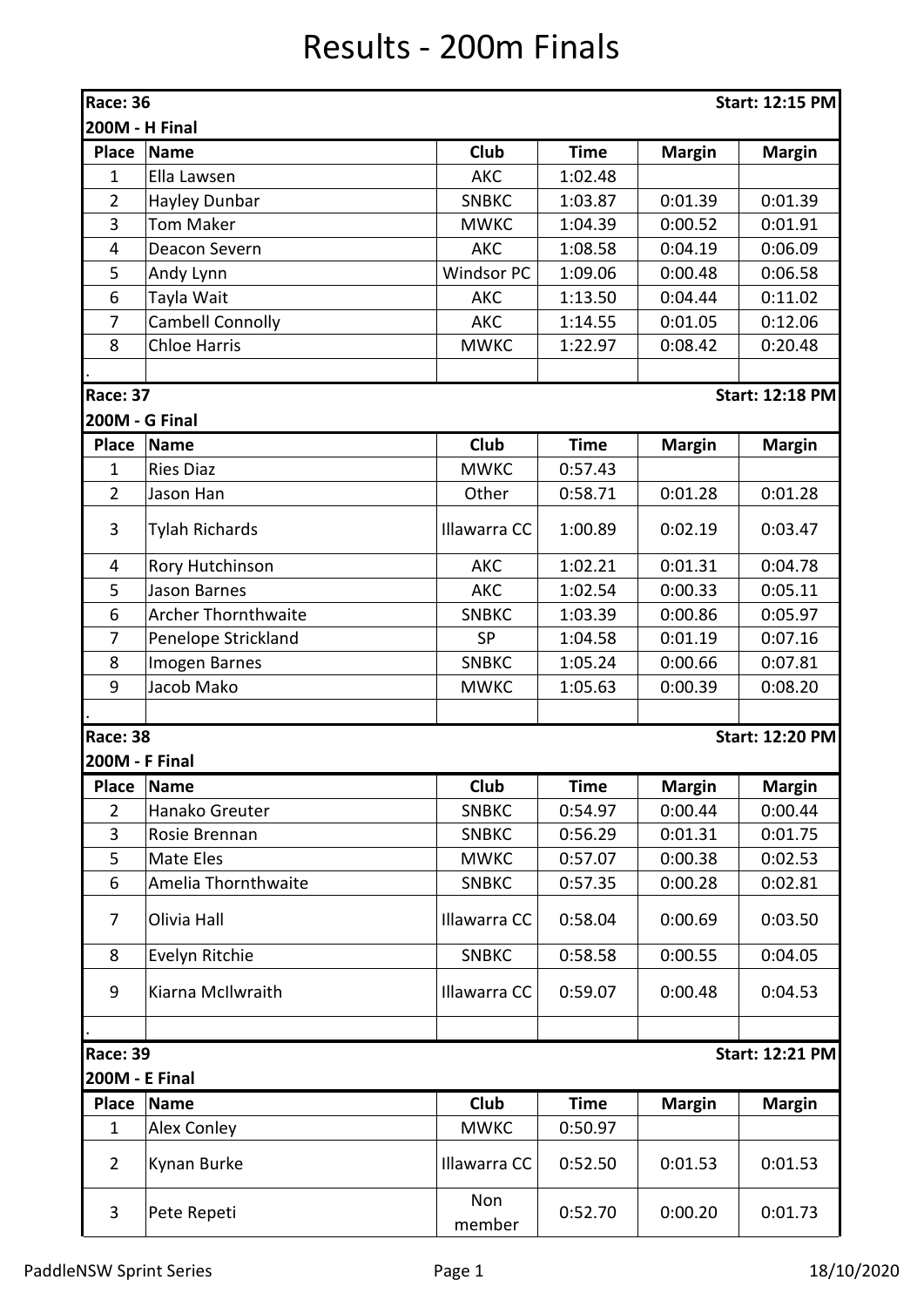# Results - 200m Finals

| Race: 36 | | | | | Start: 12:15 PM |
|---|---|---|---|---|---|
| **200M - H Final** | | | | | |
| **Place** | **Name** | **Club** | **Time** | **Margin** | **Margin** |
| 1 | Ella Lawsen | AKC | 1:02.48 | | |
| 2 | Hayley Dunbar | SNBKC | 1:03.87 | 0:01.39 | 0:01.39 |
| 3 | Tom Maker | MWKC | 1:04.39 | 0:00.52 | 0:01.91 |
| 4 | Deacon Severn | AKC | 1:08.58 | 0:04.19 | 0:06.09 |
| 5 | Andy Lynn | Windsor PC | 1:09.06 | 0:00.48 | 0:06.58 |
| 6 | Tayla Wait | AKC | 1:13.50 | 0:04.44 | 0:11.02 |
| 7 | Cambell Connolly | AKC | 1:14.55 | 0:01.05 | 0:12.06 |
| 8 | Chloe Harris | MWKC | 1:22.97 | 0:08.42 | 0:20.48 |
| . | | | | | |

| Race: 37 | | | | | Start: 12:18 PM |
|---|---|---|---|---|---|
| **200M - G Final** | | | | | |
| **Place** | **Name** | **Club** | **Time** | **Margin** | **Margin** |
| 1 | Ries Diaz | MWKC | 0:57.43 | | |
| 2 | Jason Han | Other | 0:58.71 | 0:01.28 | 0:01.28 |
| 3 | Tylah Richards | Illawarra CC | 1:00.89 | 0:02.19 | 0:03.47 |
| 4 | Rory Hutchinson | AKC | 1:02.21 | 0:01.31 | 0:04.78 |
| 5 | Jason Barnes | AKC | 1:02.54 | 0:00.33 | 0:05.11 |
| 6 | Archer Thornthwaite | SNBKC | 1:03.39 | 0:00.86 | 0:05.97 |
| 7 | Penelope Strickland | SP | 1:04.58 | 0:01.19 | 0:07.16 |
| 8 | Imogen Barnes | SNBKC | 1:05.24 | 0:00.66 | 0:07.81 |
| 9 | Jacob Mako | MWKC | 1:05.63 | 0:00.39 | 0:08.20 |
| . | | | | | |

| Race: 38 | | | | | Start: 12:20 PM |
|---|---|---|---|---|---|
| **200M - F Final** | | | | | |
| **Place** | **Name** | **Club** | **Time** | **Margin** | **Margin** |
| 2 | Hanako Greuter | SNBKC | 0:54.97 | 0:00.44 | 0:00.44 |
| 3 | Rosie Brennan | SNBKC | 0:56.29 | 0:01.31 | 0:01.75 |
| 5 | Mate Eles | MWKC | 0:57.07 | 0:00.38 | 0:02.53 |
| 6 | Amelia Thornthwaite | SNBKC | 0:57.35 | 0:00.28 | 0:02.81 |
| 7 | Olivia Hall | Illawarra CC | 0:58.04 | 0:00.69 | 0:03.50 |
| 8 | Evelyn Ritchie | SNBKC | 0:58.58 | 0:00.55 | 0:04.05 |
| 9 | Kiarna McIlwraith | Illawarra CC | 0:59.07 | 0:00.48 | 0:04.53 |
| . | | | | | |

| Race: 39 | | | | | Start: 12:21 PM |
|---|---|---|---|---|---|
| **200M - E Final** | | | | | |
| **Place** | **Name** | **Club** | **Time** | **Margin** | **Margin** |
| 1 | Alex Conley | MWKC | 0:50.97 | | |
| 2 | Kynan Burke | Illawarra CC | 0:52.50 | 0:01.53 | 0:01.53 |
| 3 | Pete Repeti | Non member | 0:52.70 | 0:00.20 | 0:01.73 |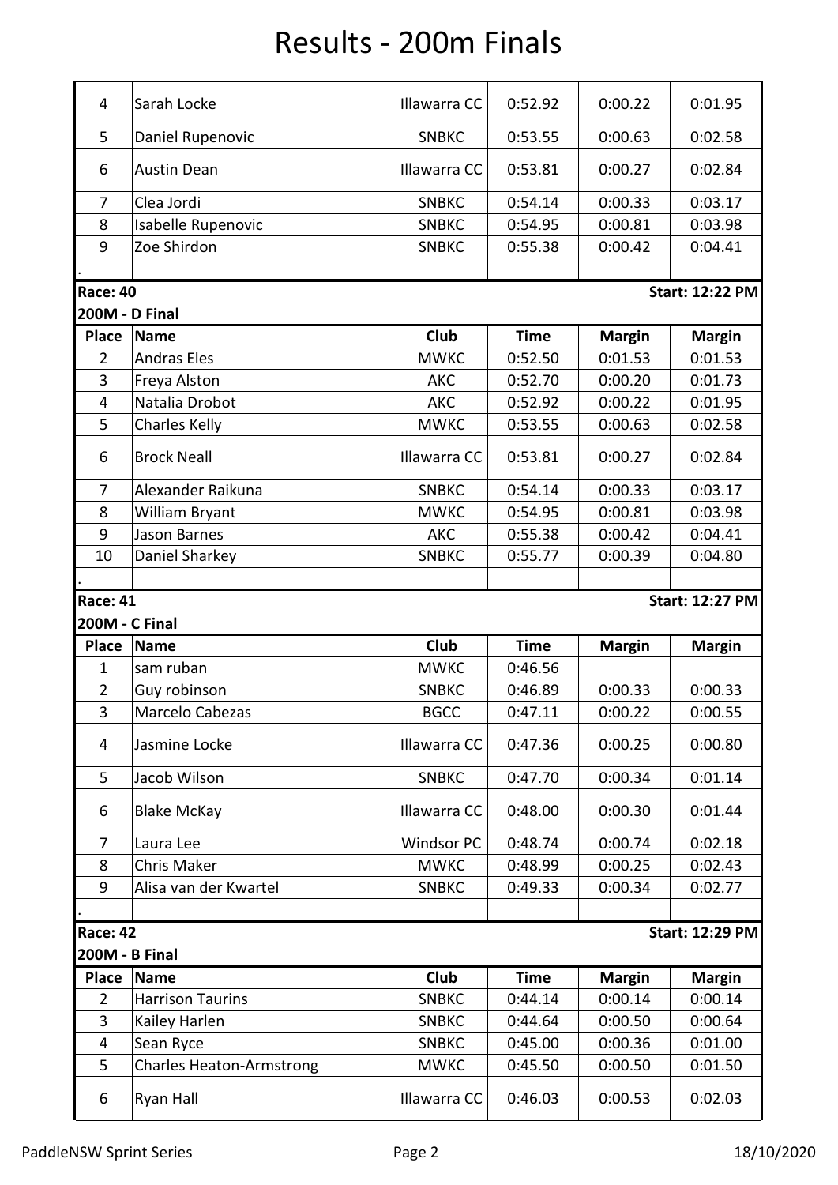# Results - 200m Finals

| Place | Name | Club | Time | Margin | Margin |
|---|---|---|---|---|---|
| 4 | Sarah Locke | Illawarra CC | 0:52.92 | 0:00.22 | 0:01.95 |
| 5 | Daniel Rupenovic | SNBKC | 0:53.55 | 0:00.63 | 0:02.58 |
| 6 | Austin Dean | Illawarra CC | 0:53.81 | 0:00.27 | 0:02.84 |
| 7 | Clea Jordi | SNBKC | 0:54.14 | 0:00.33 | 0:03.17 |
| 8 | Isabelle Rupenovic | SNBKC | 0:54.95 | 0:00.81 | 0:03.98 |
| 9 | Zoe Shirdon | SNBKC | 0:55.38 | 0:00.42 | 0:04.41 |
| . | | | | | |

**Race: 40** — **Start: 12:22 PM**

**200M - D Final**

| Place | Name | Club | Time | Margin | Margin |
|---|---|---|---|---|---|
| 2 | Andras Eles | MWKC | 0:52.50 | 0:01.53 | 0:01.53 |
| 3 | Freya Alston | AKC | 0:52.70 | 0:00.20 | 0:01.73 |
| 4 | Natalia Drobot | AKC | 0:52.92 | 0:00.22 | 0:01.95 |
| 5 | Charles Kelly | MWKC | 0:53.55 | 0:00.63 | 0:02.58 |
| 6 | Brock Neall | Illawarra CC | 0:53.81 | 0:00.27 | 0:02.84 |
| 7 | Alexander Raikuna | SNBKC | 0:54.14 | 0:00.33 | 0:03.17 |
| 8 | William Bryant | MWKC | 0:54.95 | 0:00.81 | 0:03.98 |
| 9 | Jason Barnes | AKC | 0:55.38 | 0:00.42 | 0:04.41 |
| 10 | Daniel Sharkey | SNBKC | 0:55.77 | 0:00.39 | 0:04.80 |
| . | | | | | |

**Race: 41** — **Start: 12:27 PM**

**200M - C Final**

| Place | Name | Club | Time | Margin | Margin |
|---|---|---|---|---|---|
| 1 | sam ruban | MWKC | 0:46.56 | | |
| 2 | Guy robinson | SNBKC | 0:46.89 | 0:00.33 | 0:00.33 |
| 3 | Marcelo Cabezas | BGCC | 0:47.11 | 0:00.22 | 0:00.55 |
| 4 | Jasmine Locke | Illawarra CC | 0:47.36 | 0:00.25 | 0:00.80 |
| 5 | Jacob Wilson | SNBKC | 0:47.70 | 0:00.34 | 0:01.14 |
| 6 | Blake McKay | Illawarra CC | 0:48.00 | 0:00.30 | 0:01.44 |
| 7 | Laura Lee | Windsor PC | 0:48.74 | 0:00.74 | 0:02.18 |
| 8 | Chris Maker | MWKC | 0:48.99 | 0:00.25 | 0:02.43 |
| 9 | Alisa van der Kwartel | SNBKC | 0:49.33 | 0:00.34 | 0:02.77 |
| . | | | | | |

**Race: 42** — **Start: 12:29 PM**

**200M - B Final**

| Place | Name | Club | Time | Margin | Margin |
|---|---|---|---|---|---|
| 2 | Harrison Taurins | SNBKC | 0:44.14 | 0:00.14 | 0:00.14 |
| 3 | Kailey Harlen | SNBKC | 0:44.64 | 0:00.50 | 0:00.64 |
| 4 | Sean Ryce | SNBKC | 0:45.00 | 0:00.36 | 0:01.00 |
| 5 | Charles Heaton-Armstrong | MWKC | 0:45.50 | 0:00.50 | 0:01.50 |
| 6 | Ryan Hall | Illawarra CC | 0:46.03 | 0:00.53 | 0:02.03 |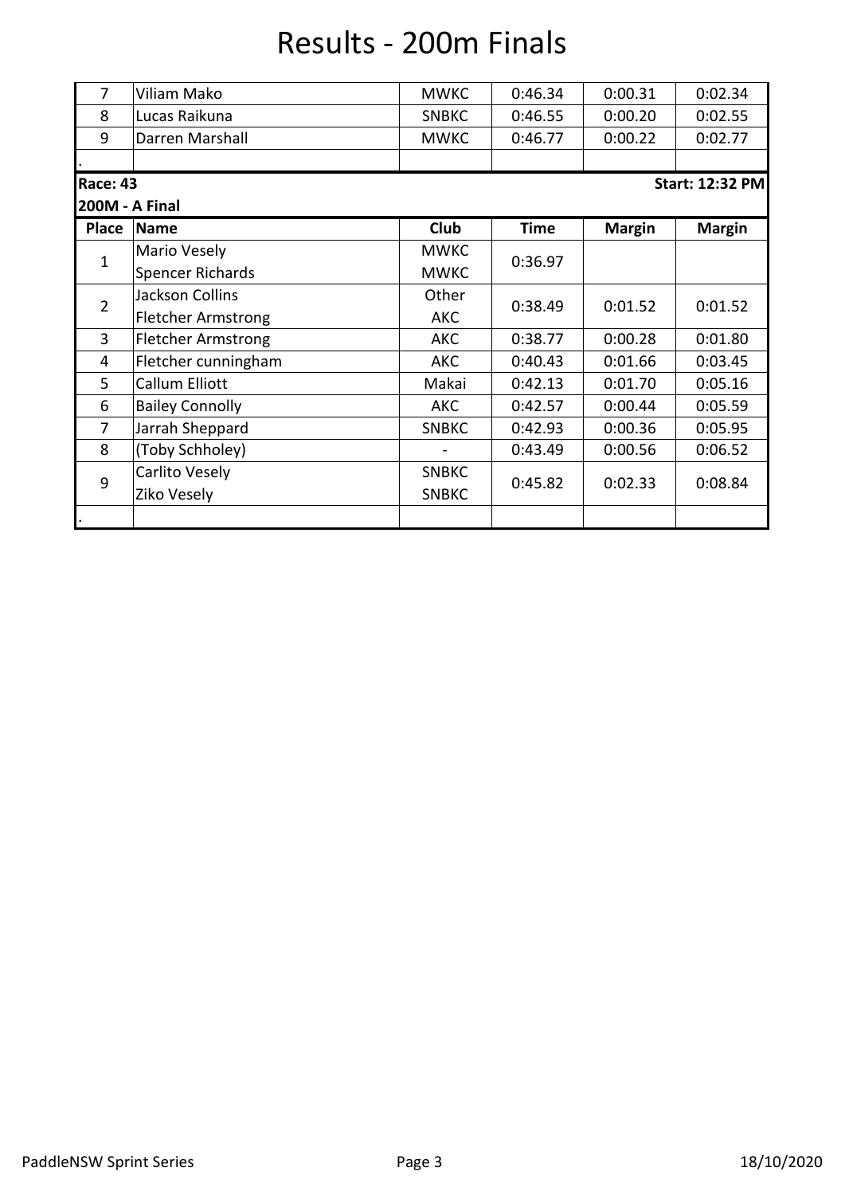# Results - 200m Finals

| | | | | | |
|---|---|---|---|---|---|
| 7 | Viliam Mako | MWKC | 0:46.34 | 0:00.31 | 0:02.34 |
| 8 | Lucas Raikuna | SNBKC | 0:46.55 | 0:00.20 | 0:02.55 |
| 9 | Darren Marshall | MWKC | 0:46.77 | 0:00.22 | 0:02.77 |
| . | | | | | |

**Race: 43** **Start: 12:32 PM**

**200M - A Final**

| Place | Name | Club | Time | Margin | Margin |
|---|---|---|---|---|---|
| 1 | Mario Vesely<br>Spencer Richards | MWKC<br>MWKC | 0:36.97 | | |
| 2 | Jackson Collins<br>Fletcher Armstrong | Other<br>AKC | 0:38.49 | 0:01.52 | 0:01.52 |
| 3 | Fletcher Armstrong | AKC | 0:38.77 | 0:00.28 | 0:01.80 |
| 4 | Fletcher cunningham | AKC | 0:40.43 | 0:01.66 | 0:03.45 |
| 5 | Callum Elliott | Makai | 0:42.13 | 0:01.70 | 0:05.16 |
| 6 | Bailey Connolly | AKC | 0:42.57 | 0:00.44 | 0:05.59 |
| 7 | Jarrah Sheppard | SNBKC | 0:42.93 | 0:00.36 | 0:05.95 |
| 8 | (Toby Schholey) | - | 0:43.49 | 0:00.56 | 0:06.52 |
| 9 | Carlito Vesely<br>Ziko Vesely | SNBKC<br>SNBKC | 0:45.82 | 0:02.33 | 0:08.84 |
| . | | | | | |